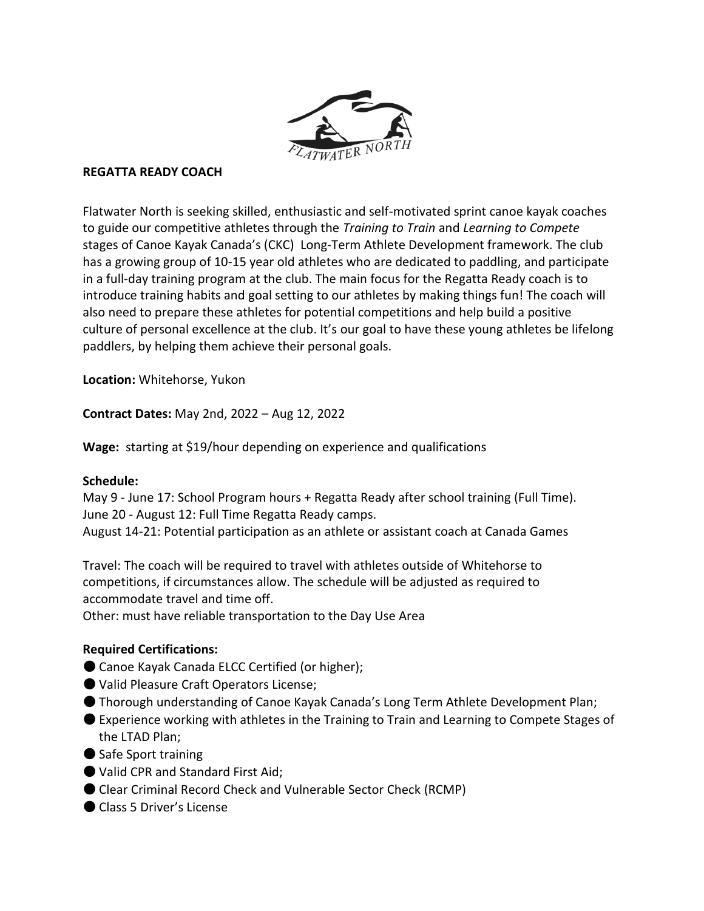FLATWATER NORTH

**REGATTA READY COACH**

Flatwater North is seeking skilled, enthusiastic and self-motivated sprint canoe kayak coaches to guide our competitive athletes through the *Training to Train* and *Learning to Compete* stages of Canoe Kayak Canada's (CKC) Long-Term Athlete Development framework. The club has a growing group of 10-15 year old athletes who are dedicated to paddling, and participate in a full-day training program at the club. The main focus for the Regatta Ready coach is to introduce training habits and goal setting to our athletes by making things fun! The coach will also need to prepare these athletes for potential competitions and help build a positive culture of personal excellence at the club. It's our goal to have these young athletes be lifelong paddlers, by helping them achieve their personal goals.

**Location:** Whitehorse, Yukon

**Contract Dates:** May 2nd, 2022 – Aug 12, 2022

**Wage:** starting at $19/hour depending on experience and qualifications

**Schedule:**
May 9 - June 17: School Program hours + Regatta Ready after school training (Full Time).
June 20 - August 12: Full Time Regatta Ready camps.
August 14-21: Potential participation as an athlete or assistant coach at Canada Games

Travel: The coach will be required to travel with athletes outside of Whitehorse to competitions, if circumstances allow. The schedule will be adjusted as required to accommodate travel and time off.
Other: must have reliable transportation to the Day Use Area

**Required Certifications:**

- Canoe Kayak Canada ELCC Certified (or higher);
- Valid Pleasure Craft Operators License;
- Thorough understanding of Canoe Kayak Canada's Long Term Athlete Development Plan;
- Experience working with athletes in the Training to Train and Learning to Compete Stages of the LTAD Plan;
- Safe Sport training
- Valid CPR and Standard First Aid;
- Clear Criminal Record Check and Vulnerable Sector Check (RCMP)
- Class 5 Driver's License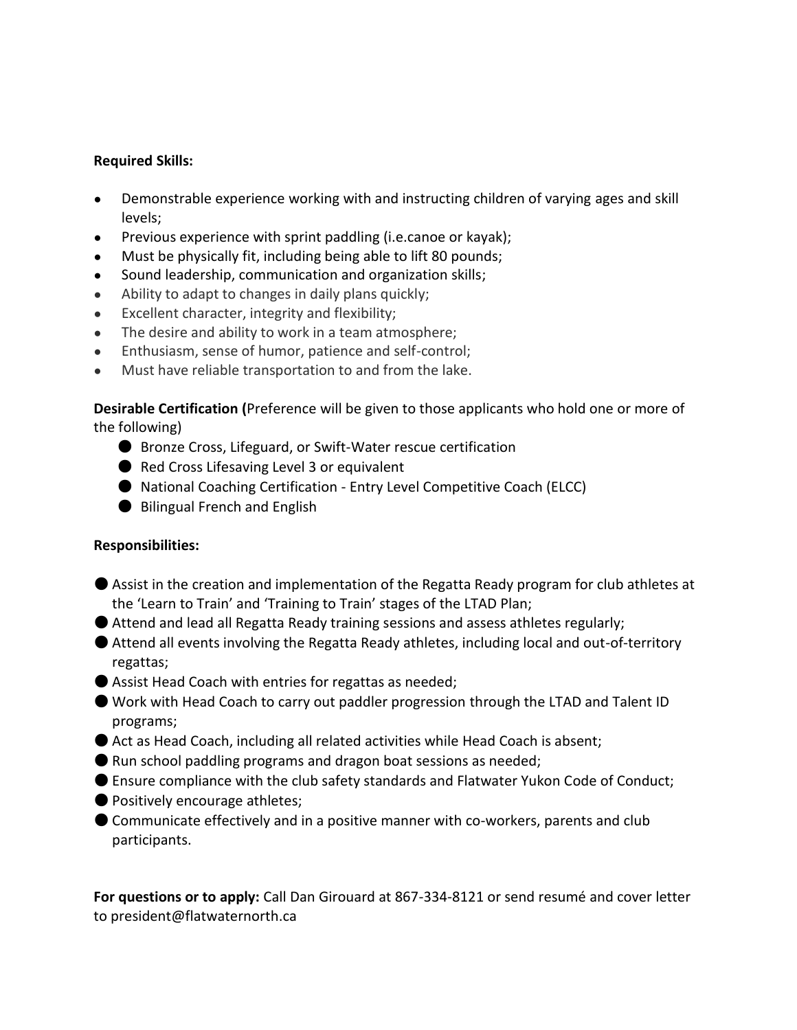**Required Skills:**

- Demonstrable experience working with and instructing children of varying ages and skill levels;
- Previous experience with sprint paddling (i.e.canoe or kayak);
- Must be physically fit, including being able to lift 80 pounds;
- Sound leadership, communication and organization skills;
- Ability to adapt to changes in daily plans quickly;
- Excellent character, integrity and flexibility;
- The desire and ability to work in a team atmosphere;
- Enthusiasm, sense of humor, patience and self-control;
- Must have reliable transportation to and from the lake.

**Desirable Certification (**Preference will be given to those applicants who hold one or more of the following)

- Bronze Cross, Lifeguard, or Swift-Water rescue certification
- Red Cross Lifesaving Level 3 or equivalent
- National Coaching Certification - Entry Level Competitive Coach (ELCC)
- Bilingual French and English

**Responsibilities:**

- Assist in the creation and implementation of the Regatta Ready program for club athletes at the 'Learn to Train' and 'Training to Train' stages of the LTAD Plan;
- Attend and lead all Regatta Ready training sessions and assess athletes regularly;
- Attend all events involving the Regatta Ready athletes, including local and out-of-territory regattas;
- Assist Head Coach with entries for regattas as needed;
- Work with Head Coach to carry out paddler progression through the LTAD and Talent ID programs;
- Act as Head Coach, including all related activities while Head Coach is absent;
- Run school paddling programs and dragon boat sessions as needed;
- Ensure compliance with the club safety standards and Flatwater Yukon Code of Conduct;
- Positively encourage athletes;
- Communicate effectively and in a positive manner with co-workers, parents and club participants.

**For questions or to apply:** Call Dan Girouard at 867-334-8121 or send resumé and cover letter to president@flatwaternorth.ca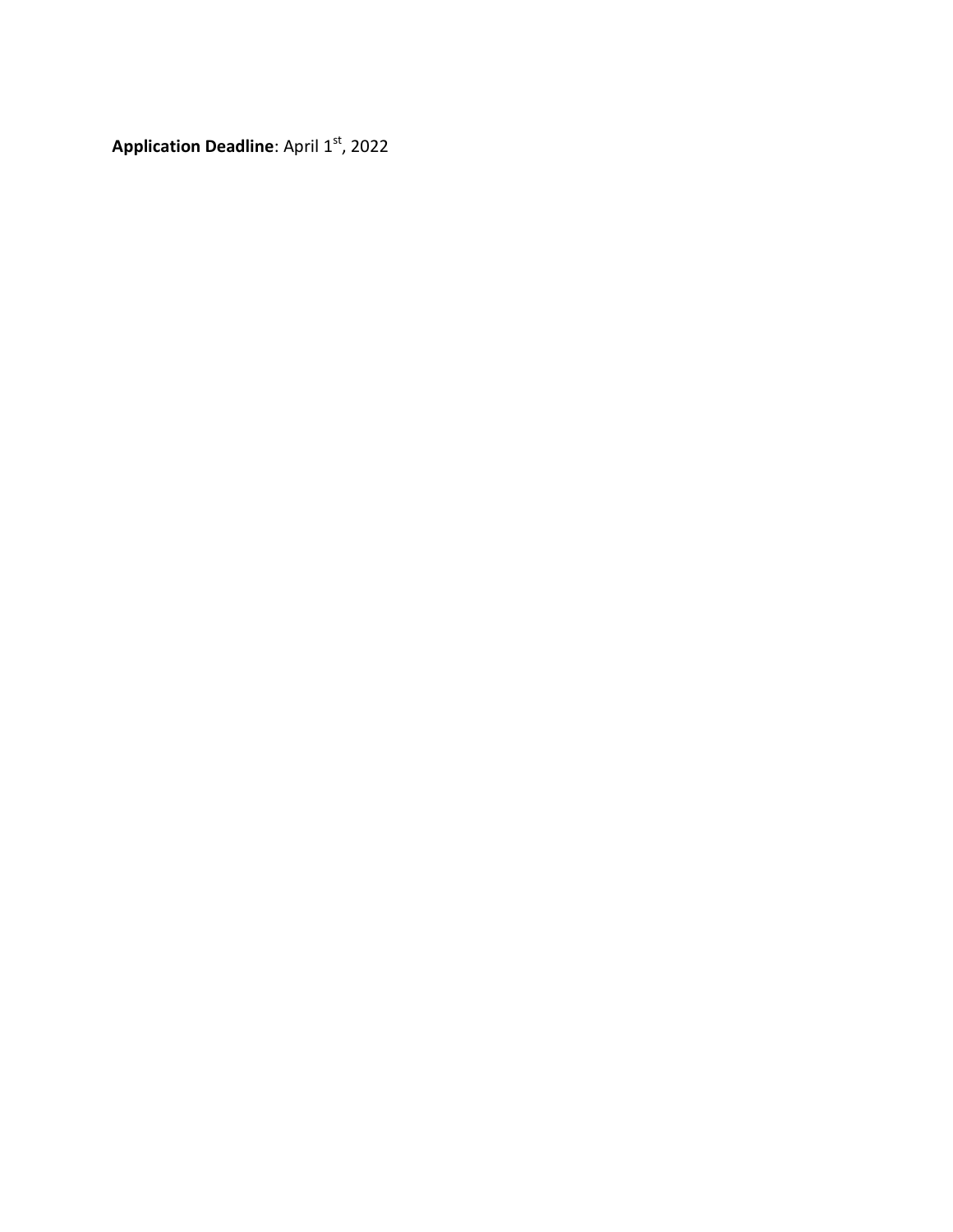**Application Deadline**: April 1st, 2022